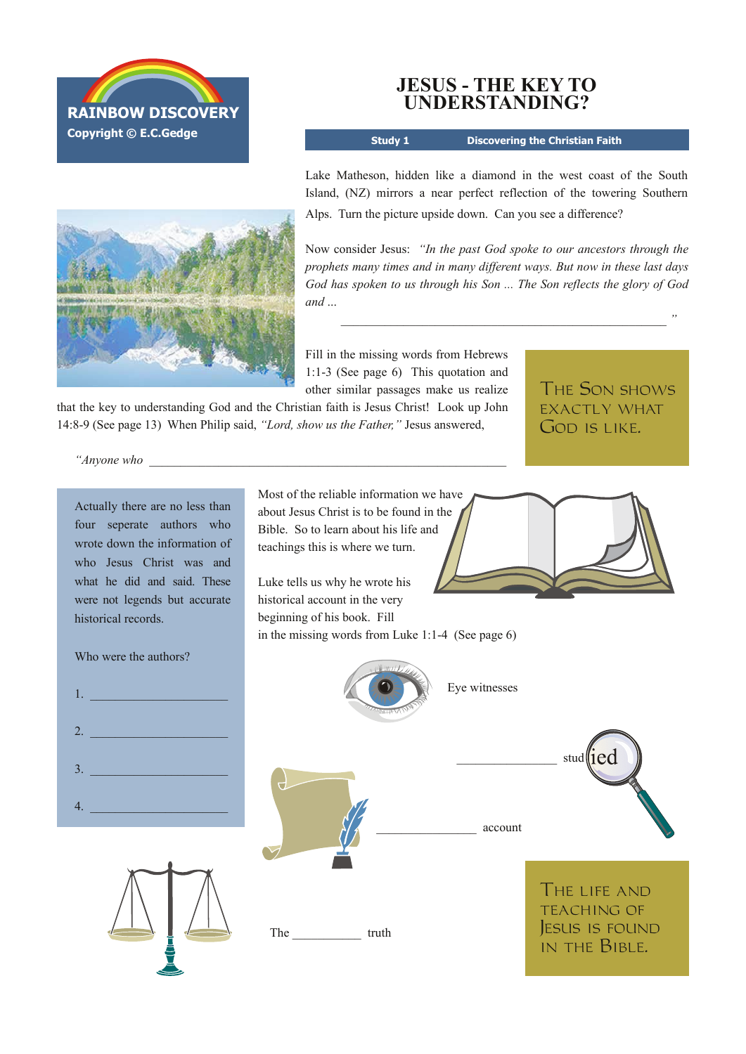**RAINBOW DISCOVERY**
**Copyright © E.C.Gedge**

# JESUS - THE KEY TO UNDERSTANDING?

**Study 1** **Discovering the Christian Faith**

Lake Matheson, hidden like a diamond in the west coast of the South Island, (NZ) mirrors a near perfect reflection of the towering Southern Alps. Turn the picture upside down. Can you see a difference?

Now consider Jesus: *"In the past God spoke to our ancestors through the prophets many times and in many different ways. But now in these last days God has spoken to us through his Son ... The Son reflects the glory of God and ...*

______________________________________________________ *"*

Fill in the missing words from Hebrews 1:1-3 (See page 6) This quotation and other similar passages make us realize that the key to understanding God and the Christian faith is Jesus Christ! Look up John 14:8-9 (See page 13) When Philip said, *"Lord, show us the Father,"* Jesus answered,

*"Anyone who* ___________________________________________________________

The Son shows exactly what God is like.

Actually there are no less than four seperate authors who wrote down the information of who Jesus Christ was and what he did and said. These were not legends but accurate historical records.

Who were the authors?

1. ______________________
2. ______________________
3. ______________________
4. ______________________

Most of the reliable information we have about Jesus Christ is to be found in the Bible. So to learn about his life and teachings this is where we turn.

Luke tells us why he wrote his historical account in the very beginning of his book. Fill in the missing words from Luke 1:1-4 (See page 6)

Eye witnesses

________________ studied

________________ account

The ___________ truth

The life and teaching of Jesus is found in the Bible.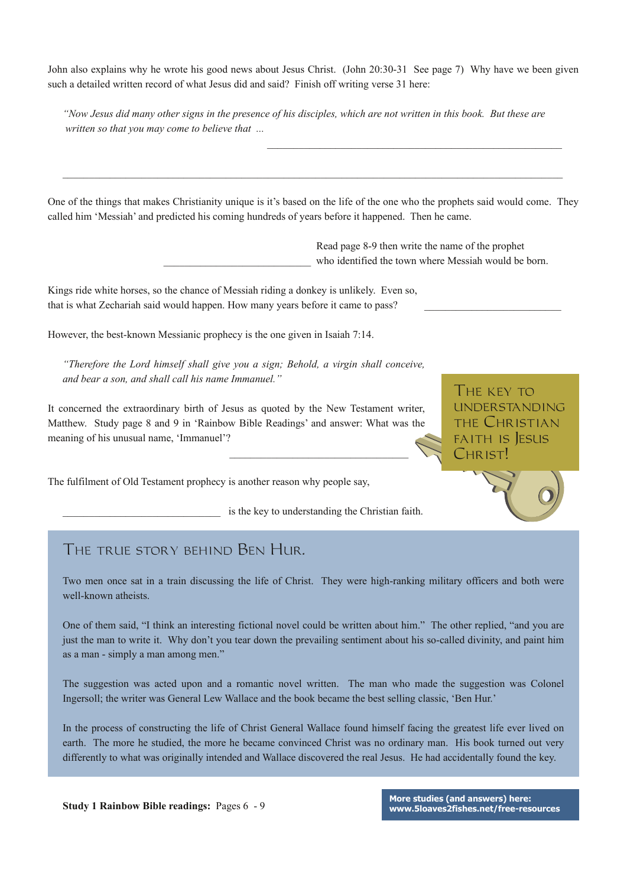John also explains why he wrote his good news about Jesus Christ. (John 20:30-31 See page 7) Why have we been given such a detailed written record of what Jesus did and said? Finish off writing verse 31 here:

*"Now Jesus did many other signs in the presence of his disciples, which are not written in this book. But these are written so that you may come to believe that ...*

_______________________________________________

_______________________________________________________________________________

One of the things that makes Christianity unique is it's based on the life of the one who the prophets said would come. They called him 'Messiah' and predicted his coming hundreds of years before it happened. Then he came.

_________________________ Read page 8-9 then write the name of the prophet who identified the town where Messiah would be born.

Kings ride white horses, so the chance of Messiah riding a donkey is unlikely. Even so, that is what Zechariah said would happen. How many years before it came to pass? _________________________

However, the best-known Messianic prophecy is the one given in Isaiah 7:14.

*"Therefore the Lord himself shall give you a sign; Behold, a virgin shall conceive, and bear a son, and shall call his name Immanuel."*

It concerned the extraordinary birth of Jesus as quoted by the New Testament writer, Matthew. Study page 8 and 9 in 'Rainbow Bible Readings' and answer: What was the meaning of his unusual name, 'Immanuel'?

_________________________________

THE KEY TO UNDERSTANDING THE CHRISTIAN FAITH IS JESUS CHRIST!

The fulfilment of Old Testament prophecy is another reason why people say,

_____________________________ is the key to understanding the Christian faith.

## THE TRUE STORY BEHIND BEN HUR.

Two men once sat in a train discussing the life of Christ. They were high-ranking military officers and both were well-known atheists.

One of them said, "I think an interesting fictional novel could be written about him." The other replied, "and you are just the man to write it. Why don't you tear down the prevailing sentiment about his so-called divinity, and paint him as a man - simply a man among men."

The suggestion was acted upon and a romantic novel written. The man who made the suggestion was Colonel Ingersoll; the writer was General Lew Wallace and the book became the best selling classic, 'Ben Hur.'

In the process of constructing the life of Christ General Wallace found himself facing the greatest life ever lived on earth. The more he studied, the more he became convinced Christ was no ordinary man. His book turned out very differently to what was originally intended and Wallace discovered the real Jesus. He had accidentally found the key.

**Study 1 Rainbow Bible readings:** Pages 6 - 9

**More studies (and answers) here: www.5loaves2fishes.net/free-resources**